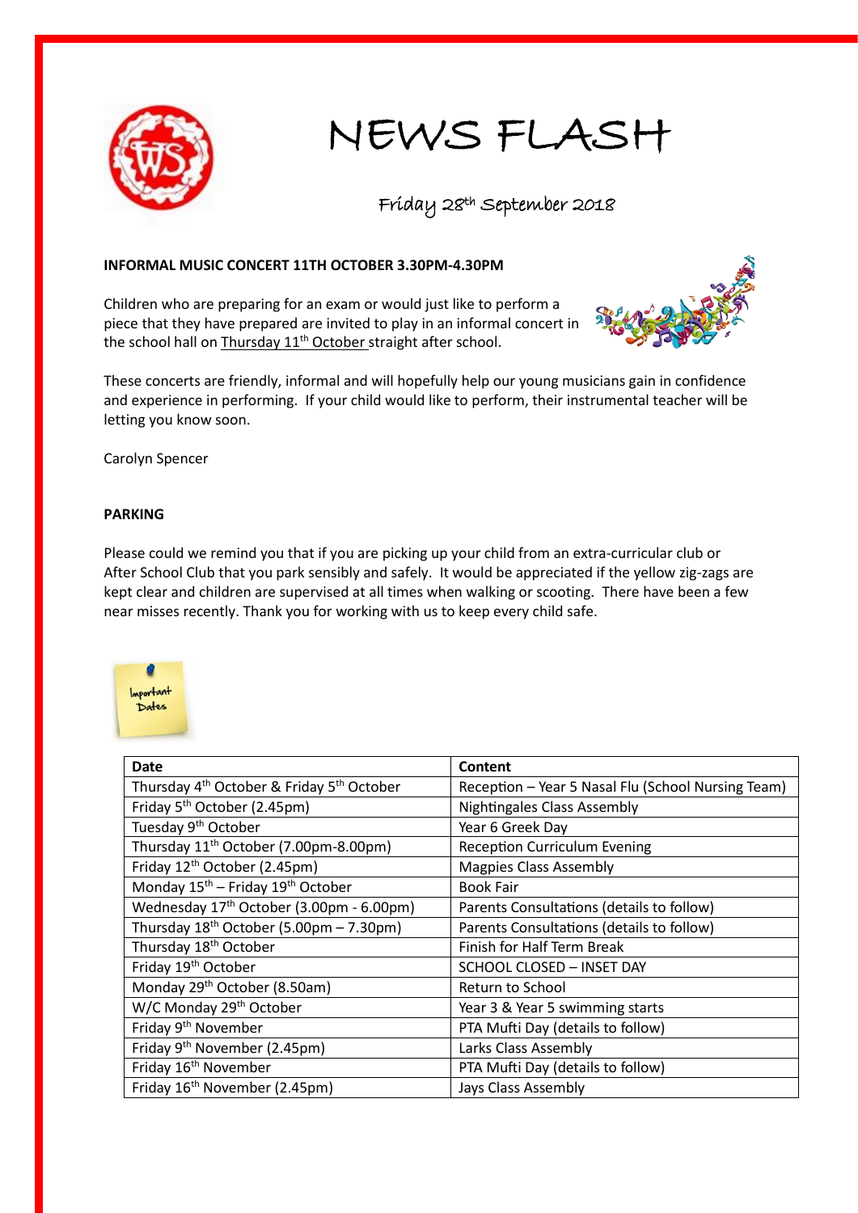# NEWS FLASH

Friday 28th September 2018

**INFORMAL MUSIC CONCERT 11TH OCTOBER 3.30PM-4.30PM**

Children who are preparing for an exam or would just like to perform a piece that they have prepared are invited to play in an informal concert in the school hall on Thursday 11th October straight after school.

These concerts are friendly, informal and will hopefully help our young musicians gain in confidence and experience in performing. If your child would like to perform, their instrumental teacher will be letting you know soon.

Carolyn Spencer

**PARKING**

Please could we remind you that if you are picking up your child from an extra-curricular club or After School Club that you park sensibly and safely. It would be appreciated if the yellow zig-zags are kept clear and children are supervised at all times when walking or scooting. There have been a few near misses recently. Thank you for working with us to keep every child safe.

Important Dates

| Date | Content |
|---|---|
| Thursday 4th October & Friday 5th October | Reception – Year 5 Nasal Flu (School Nursing Team) |
| Friday 5th October (2.45pm) | Nightingales Class Assembly |
| Tuesday 9th October | Year 6 Greek Day |
| Thursday 11th October (7.00pm-8.00pm) | Reception Curriculum Evening |
| Friday 12th October (2.45pm) | Magpies Class Assembly |
| Monday 15th – Friday 19th October | Book Fair |
| Wednesday 17th October (3.00pm - 6.00pm) | Parents Consultations (details to follow) |
| Thursday 18th October (5.00pm – 7.30pm) | Parents Consultations (details to follow) |
| Thursday 18th October | Finish for Half Term Break |
| Friday 19th October | SCHOOL CLOSED – INSET DAY |
| Monday 29th October (8.50am) | Return to School |
| W/C Monday 29th October | Year 3 & Year 5 swimming starts |
| Friday 9th November | PTA Mufti Day (details to follow) |
| Friday 9th November (2.45pm) | Larks Class Assembly |
| Friday 16th November | PTA Mufti Day (details to follow) |
| Friday 16th November (2.45pm) | Jays Class Assembly |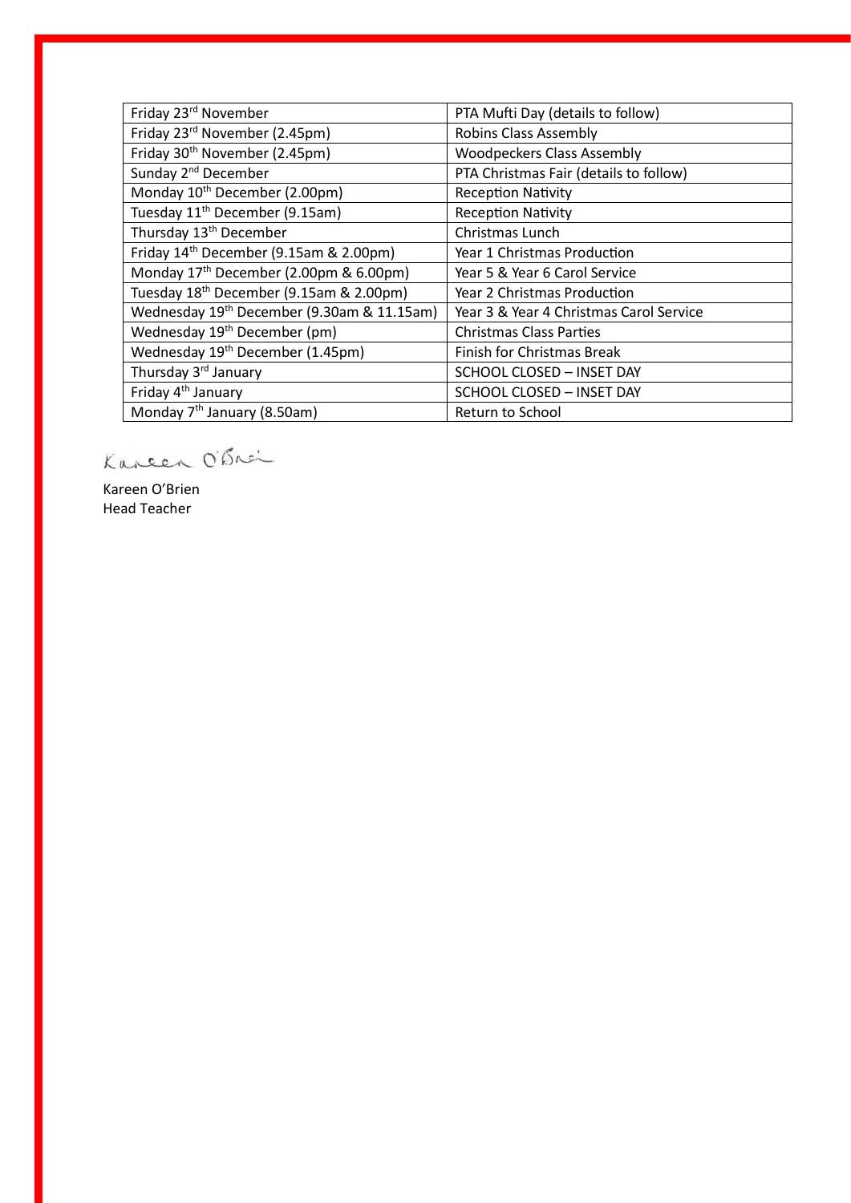| | |
|---|---|
| Friday 23rd November | PTA Mufti Day (details to follow) |
| Friday 23rd November (2.45pm) | Robins Class Assembly |
| Friday 30th November (2.45pm) | Woodpeckers Class Assembly |
| Sunday 2nd December | PTA Christmas Fair (details to follow) |
| Monday 10th December (2.00pm) | Reception Nativity |
| Tuesday 11th December (9.15am) | Reception Nativity |
| Thursday 13th December | Christmas Lunch |
| Friday 14th December (9.15am & 2.00pm) | Year 1 Christmas Production |
| Monday 17th December (2.00pm & 6.00pm) | Year 5 & Year 6 Carol Service |
| Tuesday 18th December (9.15am & 2.00pm) | Year 2 Christmas Production |
| Wednesday 19th December (9.30am & 11.15am) | Year 3 & Year 4 Christmas Carol Service |
| Wednesday 19th December (pm) | Christmas Class Parties |
| Wednesday 19th December (1.45pm) | Finish for Christmas Break |
| Thursday 3rd January | SCHOOL CLOSED – INSET DAY |
| Friday 4th January | SCHOOL CLOSED – INSET DAY |
| Monday 7th January (8.50am) | Return to School |

Kareen O'Brien

Kareen O'Brien
Head Teacher